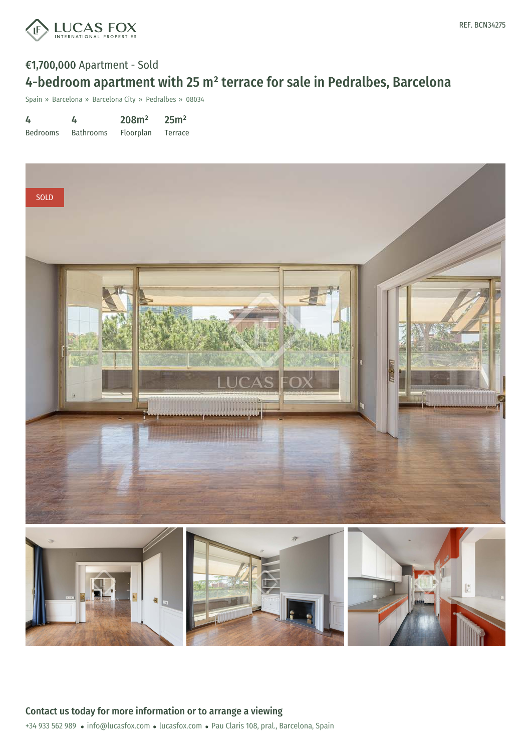REF. BCN34275

€1,700,000 Apartment - Sold

# 4-bedroom apartment with 25 m² terrace for sale in Pedralbes, Barcelona

Spain » Barcelona » Barcelona City » Pedralbes » 08034

| 4 | 4 | 208m² | 25m² |
|---|---|---|---|
| Bedrooms | Bathrooms | Floorplan | Terrace |

SOLD

## Contact us today for more information or to arrange a viewing

+34 933 562 989 • info@lucasfox.com • lucasfox.com • Pau Claris 108, pral., Barcelona, Spain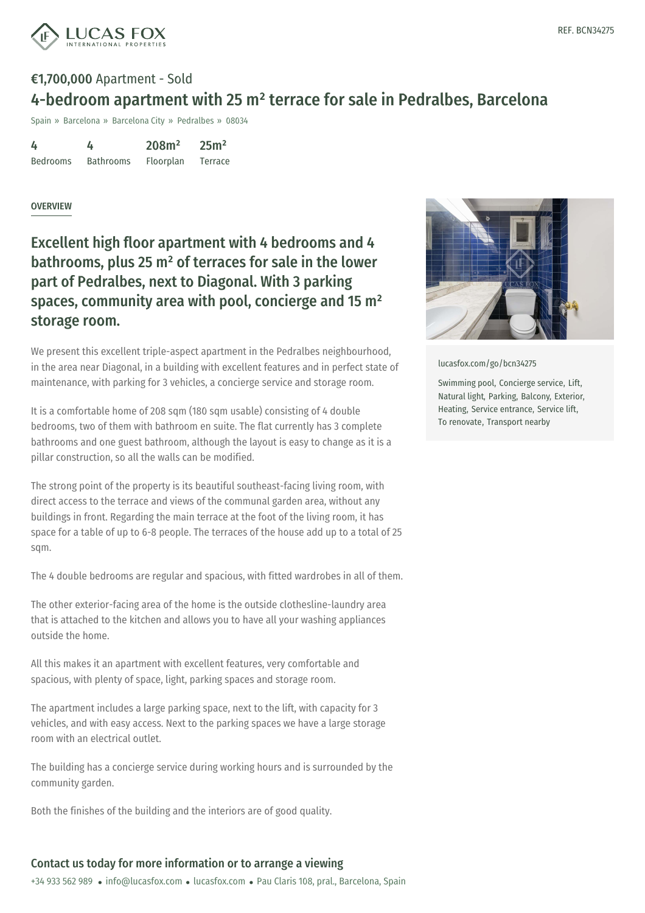REF. BCN34275

**€1,700,000** Apartment - Sold

# 4-bedroom apartment with 25 m² terrace for sale in Pedralbes, Barcelona

Spain » Barcelona » Barcelona City » Pedralbes » 08034

| 4 | 4 | 208m² | 25m² |
|---|---|---|---|
| Bedrooms | Bathrooms | Floorplan | Terrace |

## OVERVIEW

### Excellent high floor apartment with 4 bedrooms and 4 bathrooms, plus 25 m² of terraces for sale in the lower part of Pedralbes, next to Diagonal. With 3 parking spaces, community area with pool, concierge and 15 m² storage room.

We present this excellent triple-aspect apartment in the Pedralbes neighbourhood, in the area near Diagonal, in a building with excellent features and in perfect state of maintenance, with parking for 3 vehicles, a concierge service and storage room.

It is a comfortable home of 208 sqm (180 sqm usable) consisting of 4 double bedrooms, two of them with bathroom en suite. The flat currently has 3 complete bathrooms and one guest bathroom, although the layout is easy to change as it is a pillar construction, so all the walls can be modified.

The strong point of the property is its beautiful southeast-facing living room, with direct access to the terrace and views of the communal garden area, without any buildings in front. Regarding the main terrace at the foot of the living room, it has space for a table of up to 6-8 people. The terraces of the house add up to a total of 25 sqm.

The 4 double bedrooms are regular and spacious, with fitted wardrobes in all of them.

The other exterior-facing area of the home is the outside clothesline-laundry area that is attached to the kitchen and allows you to have all your washing appliances outside the home.

All this makes it an apartment with excellent features, very comfortable and spacious, with plenty of space, light, parking spaces and storage room.

The apartment includes a large parking space, next to the lift, with capacity for 3 vehicles, and with easy access. Next to the parking spaces we have a large storage room with an electrical outlet.

The building has a concierge service during working hours and is surrounded by the community garden.

Both the finishes of the building and the interiors are of good quality.

lucasfox.com/go/bcn34275

Swimming pool, Concierge service, Lift, Natural light, Parking, Balcony, Exterior, Heating, Service entrance, Service lift, To renovate, Transport nearby

### Contact us today for more information or to arrange a viewing

+34 933 562 989 • info@lucasfox.com • lucasfox.com • Pau Claris 108, pral., Barcelona, Spain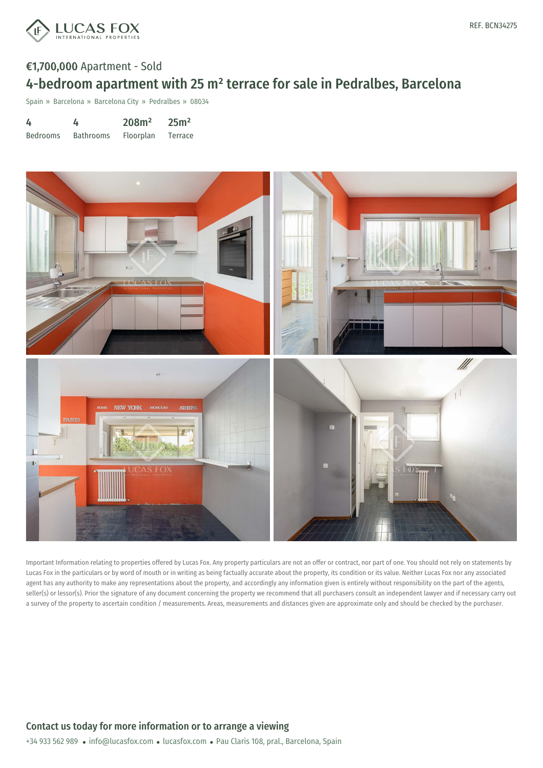REF. BCN34275

€1,700,000 Apartment - Sold

# 4-bedroom apartment with 25 m² terrace for sale in Pedralbes, Barcelona

Spain » Barcelona » Barcelona City » Pedralbes » 08034

| 4 | 4 | 208m² | 25m² |
|---|---|---|---|
| Bedrooms | Bathrooms | Floorplan | Terrace |

Important Information relating to properties offered by Lucas Fox. Any property particulars are not an offer or contract, nor part of one. You should not rely on statements by Lucas Fox in the particulars or by word of mouth or in writing as being factually accurate about the property, its condition or its value. Neither Lucas Fox nor any associated agent has any authority to make any representations about the property, and accordingly any information given is entirely without responsibility on the part of the agents, seller(s) or lessor(s). Prior the signature of any document concerning the property we recommend that all purchasers consult an independent lawyer and if necessary carry out a survey of the property to ascertain condition / measurements. Areas, measurements and distances given are approximate only and should be checked by the purchaser.

## Contact us today for more information or to arrange a viewing

+34 933 562 989 • info@lucasfox.com • lucasfox.com • Pau Claris 108, pral., Barcelona, Spain